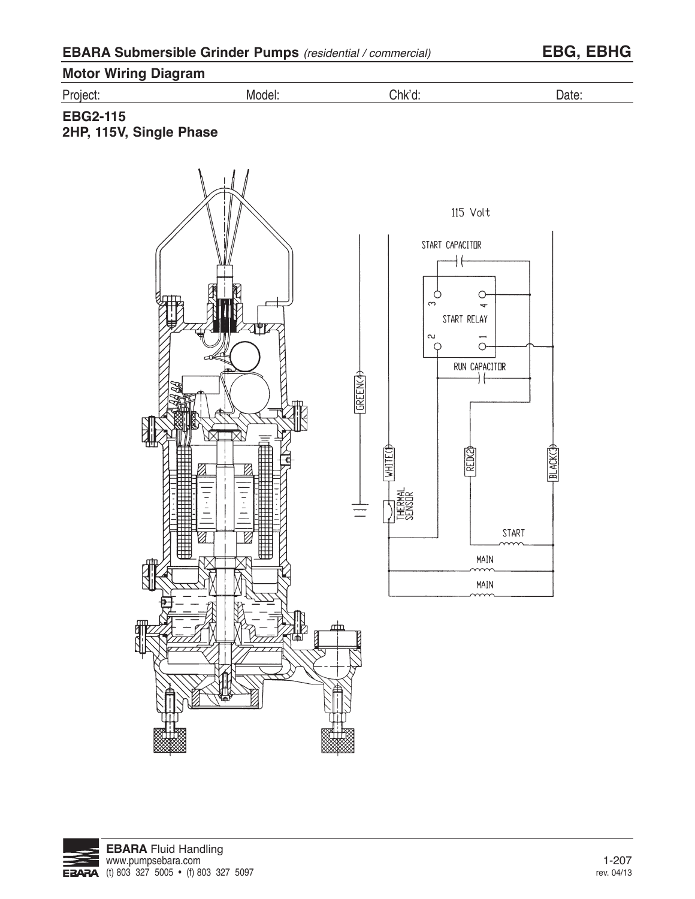**EBARA Submersible Grinder Pumps** *(residential / commercial)* **EBG, EBHG**

## Motor Wiring Diagram

| Project: | Model: | Chk'd: | Date: |
|---|---|---|---|

### EBG2-115
### 2HP, 115V, Single Phase

115 Volt

START CAPACITOR

START RELAY

RUN CAPACITOR

GREEN(-)

WHITE(1)

RED(2)

BLACK(3)

THERMAL SENSOR

START

MAIN

MAIN

**EBARA** Fluid Handling
www.pumpsebara.com
(t) 803 327 5005 • (f) 803 327 5097

rev. 04/13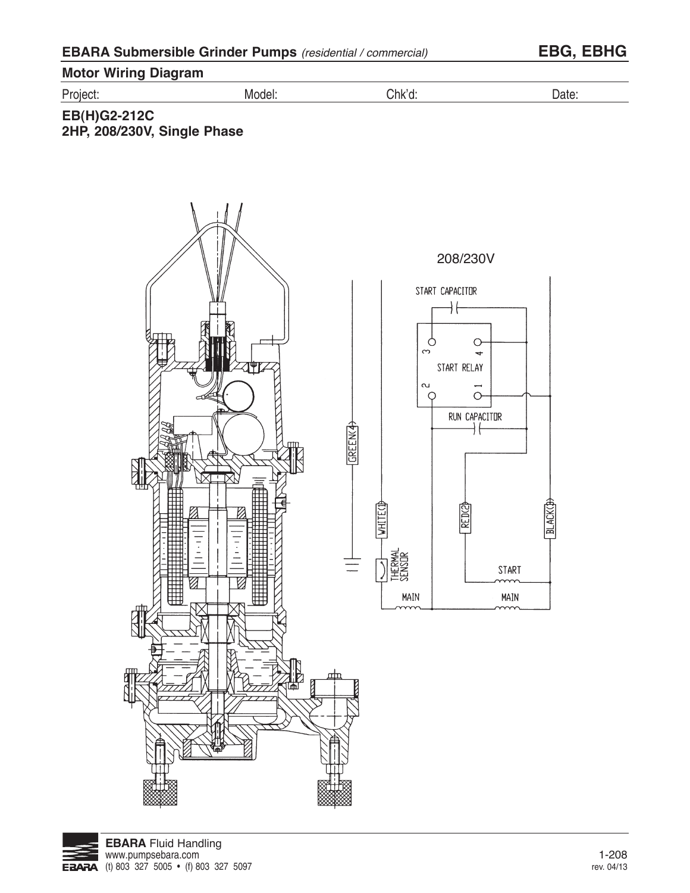## EBARA Submersible Grinder Pumps *(residential / commercial)* EBG, EBHG

### Motor Wiring Diagram

Project: Model: Chk'd: Date:

**EB(H)G2-212C**
**2HP, 208/230V, Single Phase**

208/230V

START CAPACITOR

START RELAY

RUN CAPACITOR

GREEN(4)

WHITE(1)

RED(2)

BLACK(3)

THERMAL SENSOR

START

MAIN

MAIN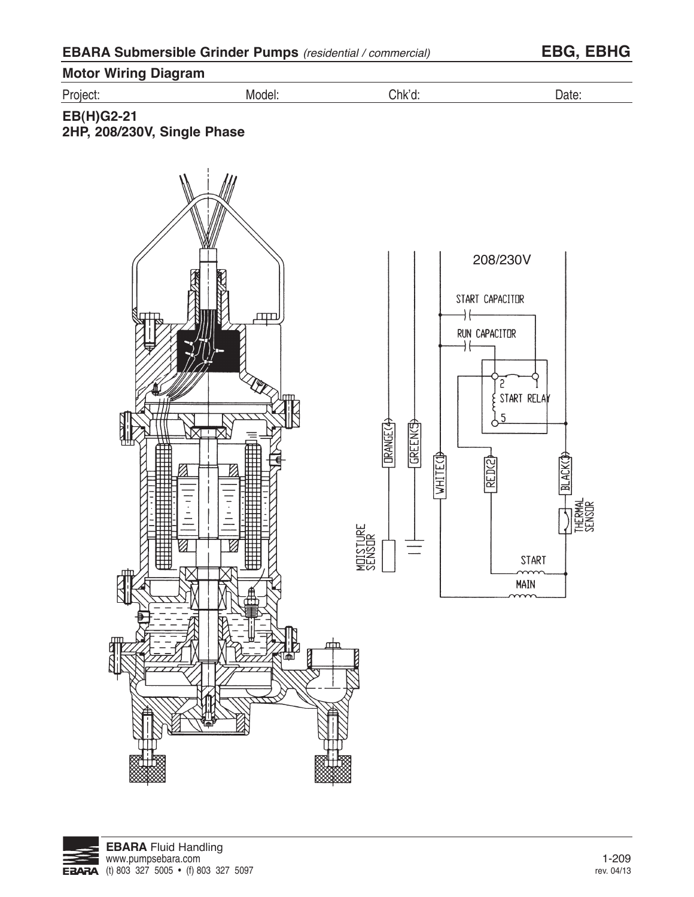## EBARA Submersible Grinder Pumps *(residential / commercial)* — EBG, EBHG

### Motor Wiring Diagram

Project: Model: Chk'd: Date:

**EB(H)G2-21**
**2HP, 208/230V, Single Phase**

208/230V

START CAPACITOR

RUN CAPACITOR

START RELAY

ORANGE(4)

GREEN(5)

WHITE(1)

RED(2)

BLACK(3)

THERMAL SENSOR

MOISTURE SENSOR

START

MAIN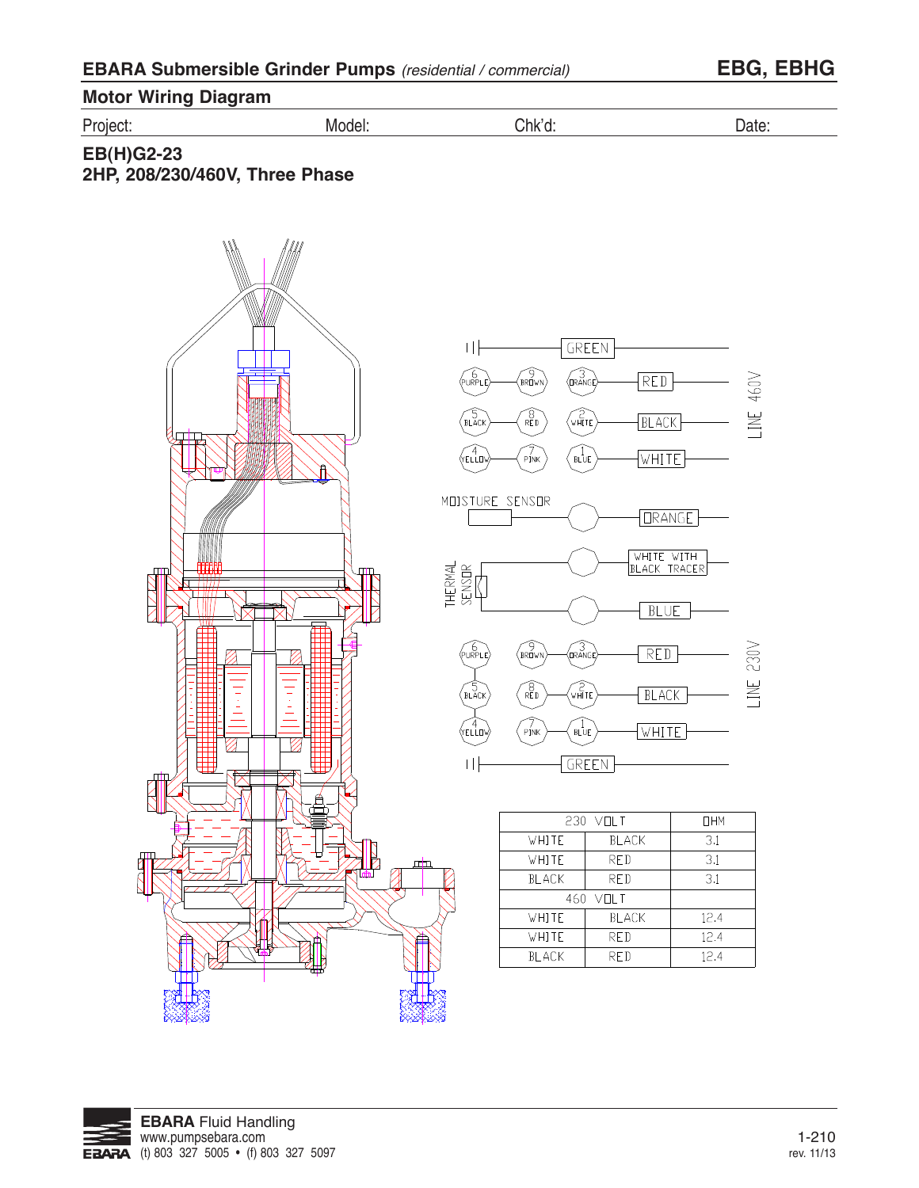## Motor Wiring Diagram

Project: Model: Chk'd: Date:

**EB(H)G2-23**
**2HP, 208/230/460V, Three Phase**

LINE 460V

GREEN

6 PURPLE — 9 BROWN — 3 ORANGE — RED

5 BLACK — 8 RED — 2 WHITE — BLACK

4 YELLOW — 7 PINK — 1 BLUE — WHITE

MOISTURE SENSOR — ORANGE

THERMAL SENSOR — WHITE WITH BLACK TRACER / BLUE

LINE 230V

6 PURPLE — 9 BROWN — 3 ORANGE — RED

5 BLACK — 8 RED — 2 WHITE — BLACK

4 YELLOW — 7 PINK — 1 BLUE — WHITE

GREEN

| 230 VOLT | | OHM |
|---|---|---|
| WHITE | BLACK | 3.1 |
| WHITE | RED | 3.1 |
| BLACK | RED | 3.1 |
| 460 VOLT | | |
| WHITE | BLACK | 12.4 |
| WHITE | RED | 12.4 |
| BLACK | RED | 12.4 |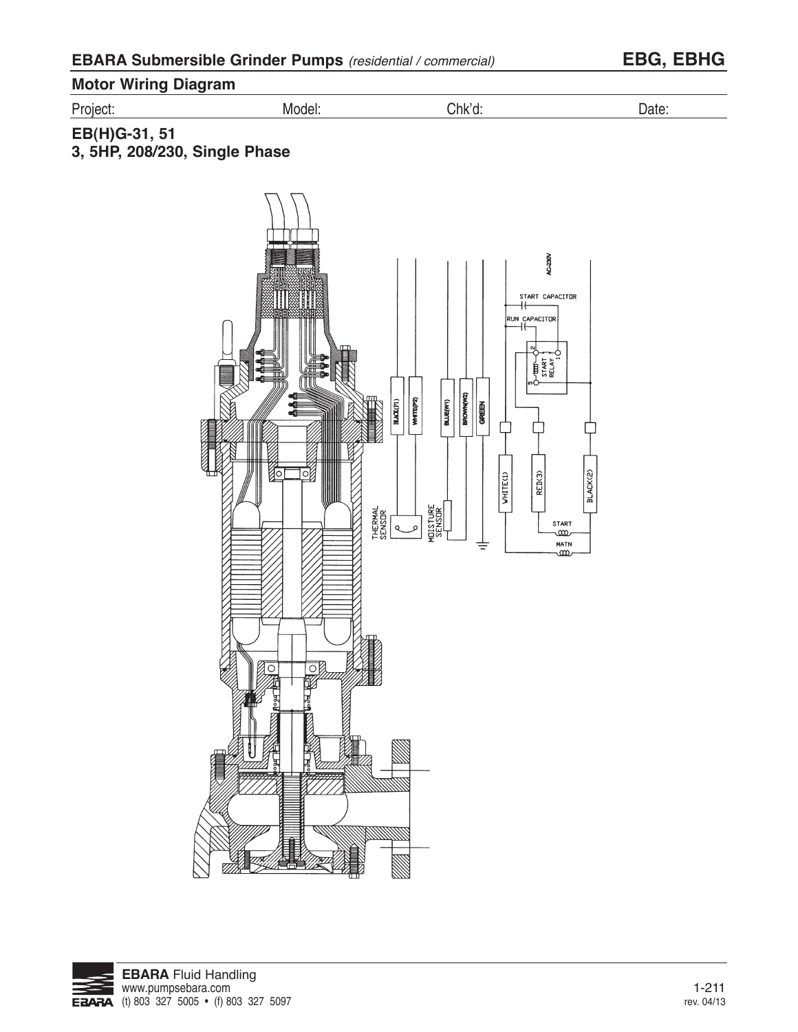## EBARA Submersible Grinder Pumps *(residential / commercial)* EBG, EBHG

### Motor Wiring Diagram

Project: Model: Chk'd: Date:

### EB(H)G-31, 51
### 3, 5HP, 208/230, Single Phase

AC-230V

START CAPACITOR

RUN CAPACITOR

START RELAY

BLACK(P1) WHITE(P2) BLUE(W1) BROWN(W2) GREEN

WHITE(1) RED(3) BLACK(2)

THERMAL SENSOR

MOISTURE SENSOR

START

MATN

**EBARA** Fluid Handling
www.pumpsebara.com
(t) 803 327 5005 • (f) 803 327 5097

rev. 04/13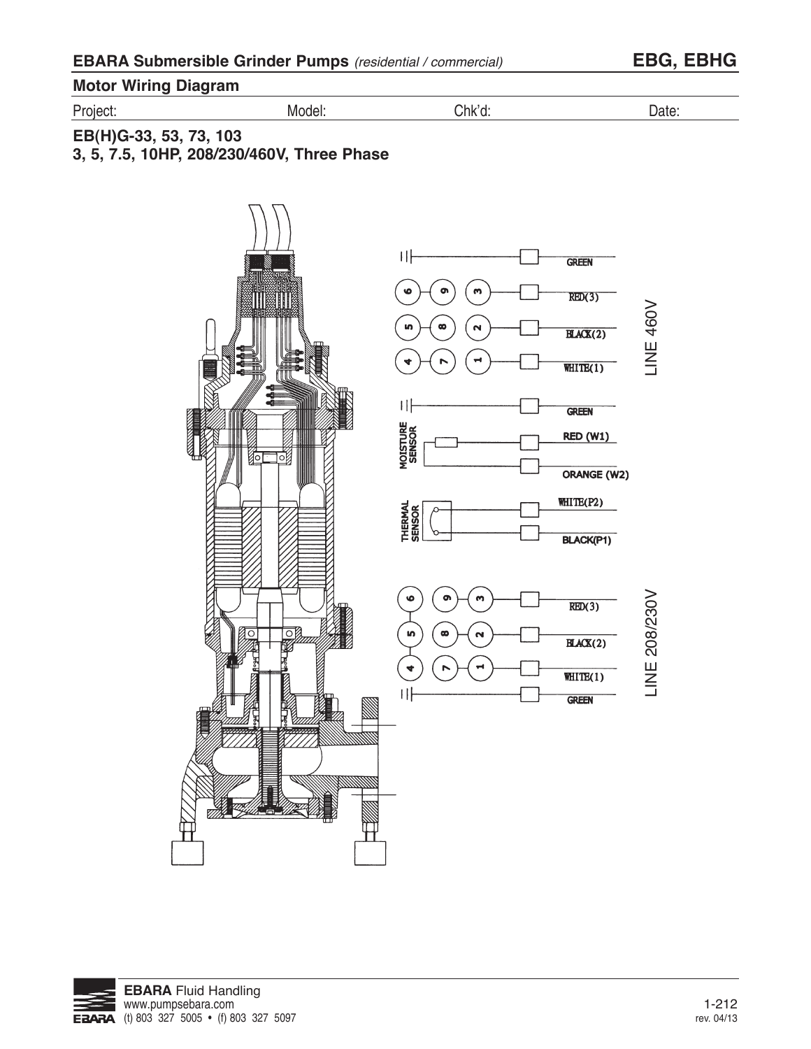## EBARA Submersible Grinder Pumps *(residential / commercial)* EBG, EBHG

### Motor Wiring Diagram

Project: Model: Chk'd: Date:

**EB(H)G-33, 53, 73, 103**
**3, 5, 7.5, 10HP, 208/230/460V, Three Phase**

GREEN
RED(3)
BLACK(2)
WHITE(1)
LINE 460V

GREEN
MOISTURE SENSOR
RED (W1)
ORANGE (W2)
THERMAL SENSOR
WHITE(P2)
BLACK(P1)

RED(3)
BLACK(2)
WHITE(1)
GREEN
LINE 208/230V

**EBARA** Fluid Handling
www.pumpsebara.com
(t) 803 327 5005 • (f) 803 327 5097

rev. 04/13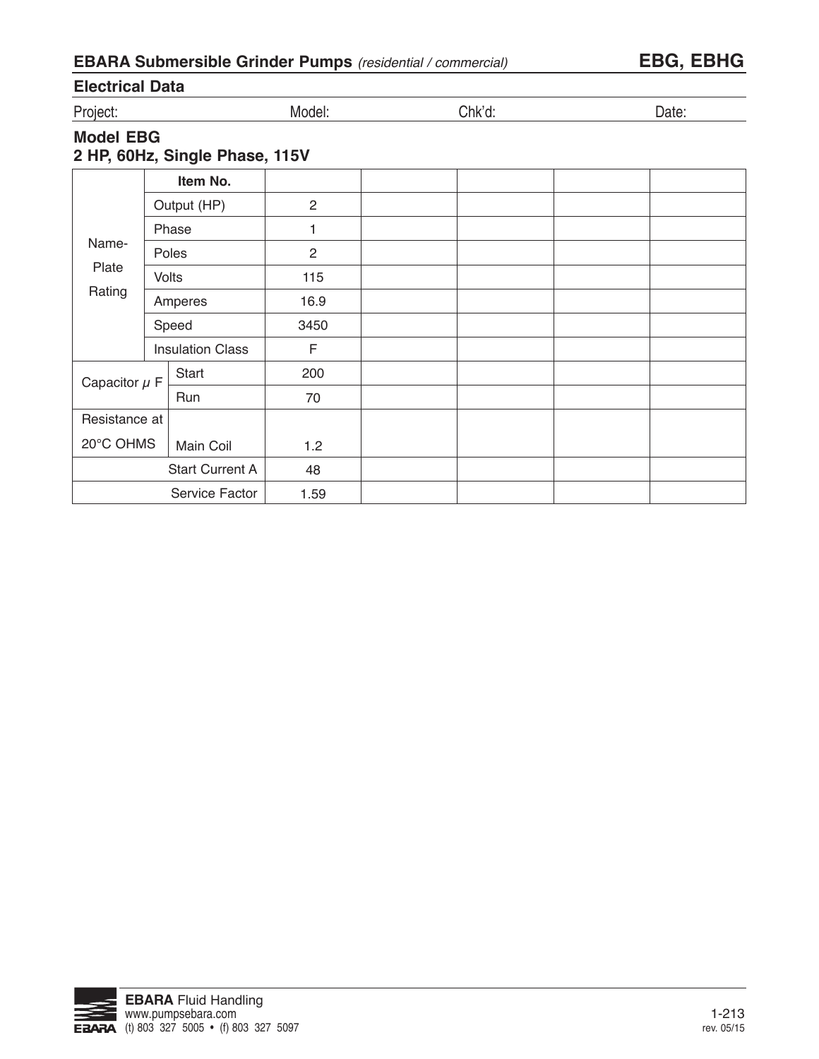## Electrical Data

Project: Model: Chk'd: Date:

### Model EBG
### 2 HP, 60Hz, Single Phase, 115V

| | | Item No. | | | | | |
|---|---|---|---|---|---|---|---|
| Name-Plate Rating | Output (HP) | | 2 | | | | |
| | Phase | | 1 | | | | |
| | Poles | | 2 | | | | |
| | Volts | | 115 | | | | |
| | Amperes | | 16.9 | | | | |
| | Speed | | 3450 | | | | |
| | Insulation Class | | F | | | | |
| Capacitor μ F | | Start | 200 | | | | |
| | | Run | 70 | | | | |
| Resistance at 20°C OHMS | | Main Coil | 1.2 | | | | |
| | | Start Current A | 48 | | | | |
| | | Service Factor | 1.59 | | | | |

**EBARA** Fluid Handling
www.pumpsebara.com
(t) 803 327 5005 • (f) 803 327 5097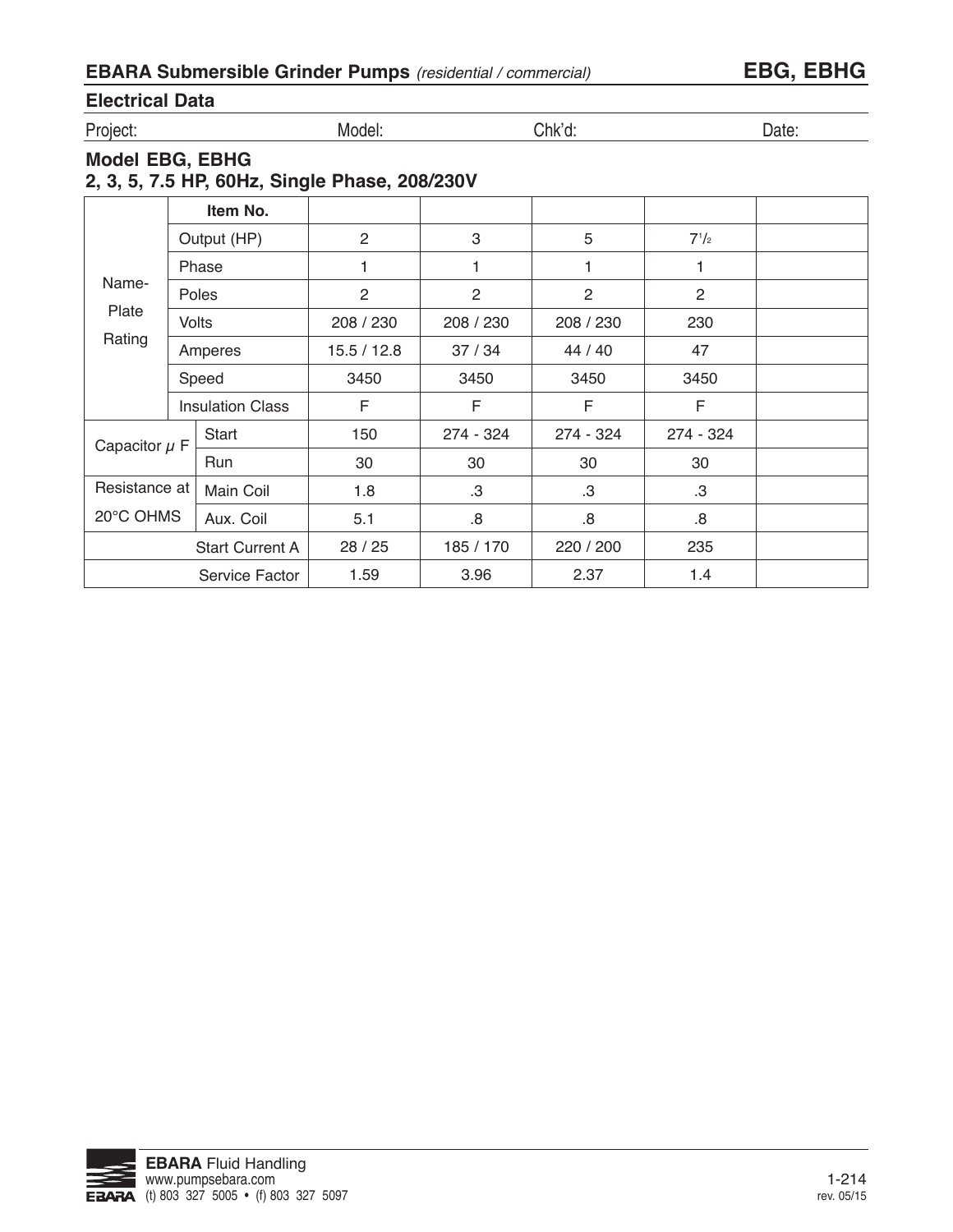## EBARA Submersible Grinder Pumps *(residential / commercial)* EBG, EBHG

### Electrical Data

Project: Model: Chk'd: Date:

### Model EBG, EBHG
### 2, 3, 5, 7.5 HP, 60Hz, Single Phase, 208/230V

| | | Item No. | | | | | |
|---|---|---|---|---|---|---|---|
| Name-Plate Rating | Output (HP) | | 2 | 3 | 5 | 7½ | |
| | Phase | | 1 | 1 | 1 | 1 | |
| | Poles | | 2 | 2 | 2 | 2 | |
| | Volts | | 208 / 230 | 208 / 230 | 208 / 230 | 230 | |
| | Amperes | | 15.5 / 12.8 | 37 / 34 | 44 / 40 | 47 | |
| | Speed | | 3450 | 3450 | 3450 | 3450 | |
| | Insulation Class | | F | F | F | F | |
| Capacitor μ F | | Start | 150 | 274 - 324 | 274 - 324 | 274 - 324 | |
| | | Run | 30 | 30 | 30 | 30 | |
| Resistance at 20°C OHMS | | Main Coil | 1.8 | .3 | .3 | .3 | |
| | | Aux. Coil | 5.1 | .8 | .8 | .8 | |
| | | Start Current A | 28 / 25 | 185 / 170 | 220 / 200 | 235 | |
| | | Service Factor | 1.59 | 3.96 | 2.37 | 1.4 | |

**EBARA** Fluid Handling
www.pumpsebara.com
(t) 803 327 5005 • (f) 803 327 5097

1-214
rev. 05/15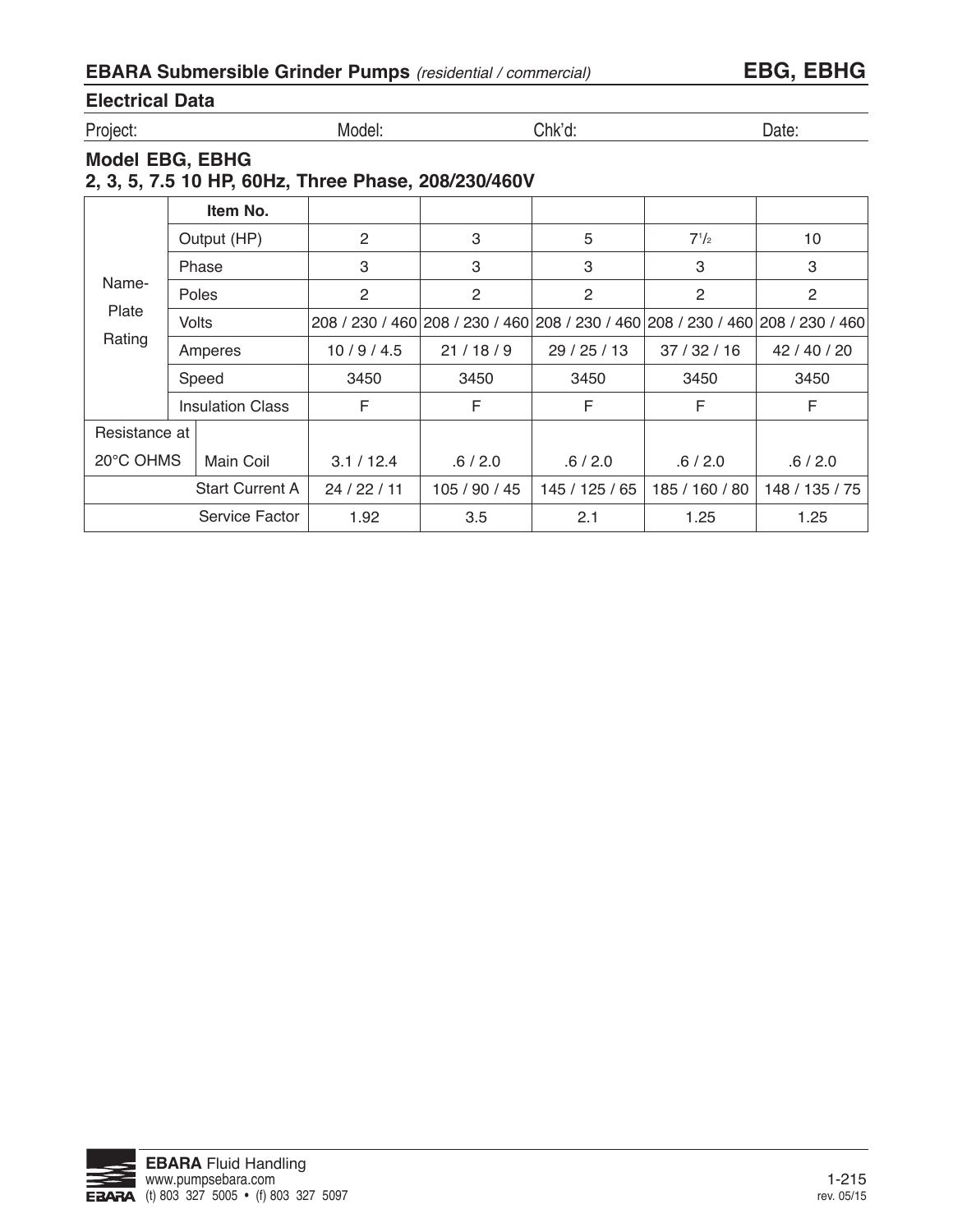## EBARA Submersible Grinder Pumps *(residential / commercial)* EBG, EBHG

### Electrical Data

Project: Model: Chk'd: Date:

### Model EBG, EBHG
### 2, 3, 5, 7.5 10 HP, 60Hz, Three Phase, 208/230/460V

| | Item No. | | | | | |
|---|---|---|---|---|---|---|
| Name-Plate Rating | Output (HP) | 2 | 3 | 5 | 7½ | 10 |
| | Phase | 3 | 3 | 3 | 3 | 3 |
| | Poles | 2 | 2 | 2 | 2 | 2 |
| | Volts | 208 / 230 / 460 | 208 / 230 / 460 | 208 / 230 / 460 | 208 / 230 / 460 | 208 / 230 / 460 |
| | Amperes | 10 / 9 / 4.5 | 21 / 18 / 9 | 29 / 25 / 13 | 37 / 32 / 16 | 42 / 40 / 20 |
| | Speed | 3450 | 3450 | 3450 | 3450 | 3450 |
| | Insulation Class | F | F | F | F | F |
| Resistance at 20°C OHMS | Main Coil | 3.1 / 12.4 | .6 / 2.0 | .6 / 2.0 | .6 / 2.0 | .6 / 2.0 |
| | Start Current A | 24 / 22 / 11 | 105 / 90 / 45 | 145 / 125 / 65 | 185 / 160 / 80 | 148 / 135 / 75 |
| | Service Factor | 1.92 | 3.5 | 2.1 | 1.25 | 1.25 |

**EBARA** Fluid Handling
www.pumpsebara.com
(t) 803 327 5005 • (f) 803 327 5097

rev. 05/15